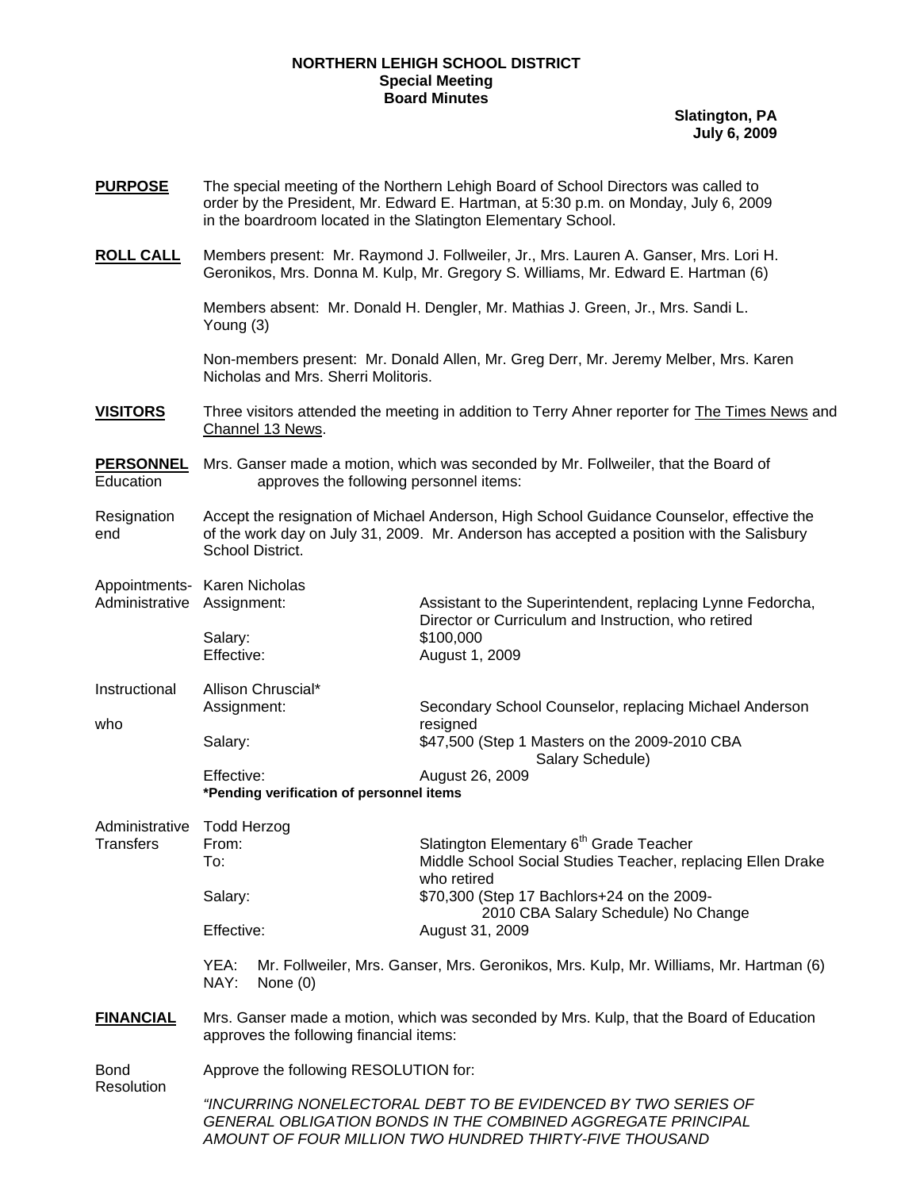**NORTHERN LEHIGH SCHOOL DISTRICT**
**Special Meeting**
**Board Minutes**

**Slatington, PA**
**July 6, 2009**

**PURPOSE** The special meeting of the Northern Lehigh Board of School Directors was called to order by the President, Mr. Edward E. Hartman, at 5:30 p.m. on Monday, July 6, 2009 in the boardroom located in the Slatington Elementary School.

**ROLL CALL** Members present: Mr. Raymond J. Follweiler, Jr., Mrs. Lauren A. Ganser, Mrs. Lori H. Geronikos, Mrs. Donna M. Kulp, Mr. Gregory S. Williams, Mr. Edward E. Hartman (6)

Members absent: Mr. Donald H. Dengler, Mr. Mathias J. Green, Jr., Mrs. Sandi L. Young (3)

Non-members present: Mr. Donald Allen, Mr. Greg Derr, Mr. Jeremy Melber, Mrs. Karen Nicholas and Mrs. Sherri Molitoris.

**VISITORS** Three visitors attended the meeting in addition to Terry Ahner reporter for The Times News and Channel 13 News.

**PERSONNEL** Education — Mrs. Ganser made a motion, which was seconded by Mr. Follweiler, that the Board of approves the following personnel items:

**Resignation** — Accept the resignation of Michael Anderson, High School Guidance Counselor, effective the end of the work day on July 31, 2009. Mr. Anderson has accepted a position with the Salisbury School District.

**Appointments-Administrative** — Karen Nicholas

| | |
|---|---|
| Assignment: | Assistant to the Superintendent, replacing Lynne Fedorcha, Director or Curriculum and Instruction, who retired |
| Salary: | $100,000 |
| Effective: | August 1, 2009 |

**Instructional** — Allison Chruscial*

| | |
|---|---|
| Assignment: | Secondary School Counselor, replacing Michael Anderson who resigned |
| Salary: | $47,500 (Step 1 Masters on the 2009-2010 CBA Salary Schedule) |
| Effective: | August 26, 2009 |

**\*Pending verification of personnel items**

**Administrative Transfers** — Todd Herzog

| | |
|---|---|
| From: | Slatington Elementary 6th Grade Teacher |
| To: | Middle School Social Studies Teacher, replacing Ellen Drake who retired |
| Salary: | $70,300 (Step 17 Bachlors+24 on the 2009-2010 CBA Salary Schedule) No Change |
| Effective: | August 31, 2009 |

YEA: Mr. Follweiler, Mrs. Ganser, Mrs. Geronikos, Mrs. Kulp, Mr. Williams, Mr. Hartman (6)
NAY: None (0)

**FINANCIAL** Mrs. Ganser made a motion, which was seconded by Mrs. Kulp, that the Board of Education approves the following financial items:

**Bond Resolution** — Approve the following RESOLUTION for:

*"INCURRING NONELECTORAL DEBT TO BE EVIDENCED BY TWO SERIES OF GENERAL OBLIGATION BONDS IN THE COMBINED AGGREGATE PRINCIPAL AMOUNT OF FOUR MILLION TWO HUNDRED THIRTY-FIVE THOUSAND*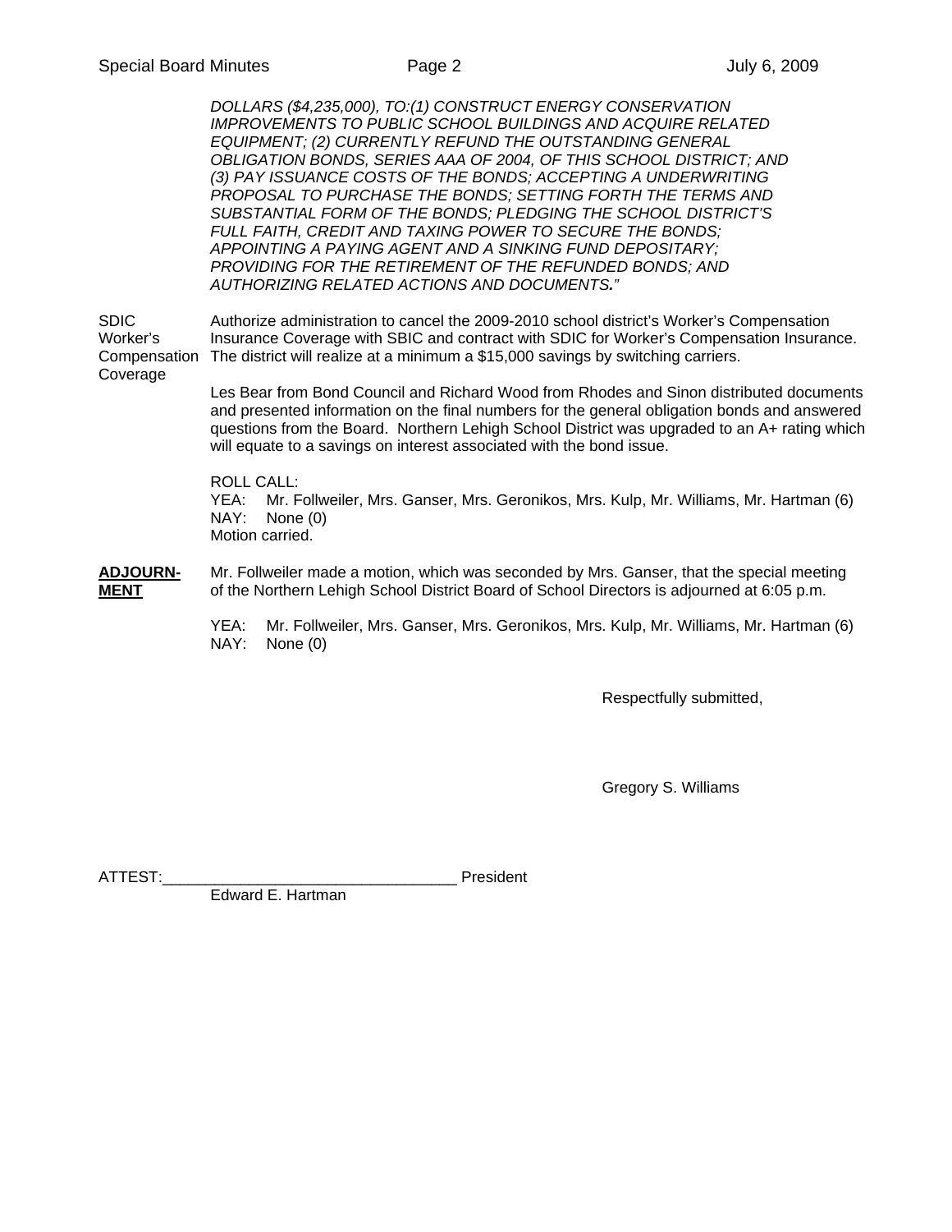*DOLLARS ($4,235,000), TO:(1) CONSTRUCT ENERGY CONSERVATION IMPROVEMENTS TO PUBLIC SCHOOL BUILDINGS AND ACQUIRE RELATED EQUIPMENT; (2) CURRENTLY REFUND THE OUTSTANDING GENERAL OBLIGATION BONDS, SERIES AAA OF 2004, OF THIS SCHOOL DISTRICT; AND (3) PAY ISSUANCE COSTS OF THE BONDS; ACCEPTING A UNDERWRITING PROPOSAL TO PURCHASE THE BONDS; SETTING FORTH THE TERMS AND SUBSTANTIAL FORM OF THE BONDS; PLEDGING THE SCHOOL DISTRICT'S FULL FAITH, CREDIT AND TAXING POWER TO SECURE THE BONDS; APPOINTING A PAYING AGENT AND A SINKING FUND DEPOSITARY; PROVIDING FOR THE RETIREMENT OF THE REFUNDED BONDS; AND AUTHORIZING RELATED ACTIONS AND DOCUMENTS."*

SDIC Worker's Compensation Coverage

Authorize administration to cancel the 2009-2010 school district's Worker's Compensation Insurance Coverage with SBIC and contract with SDIC for Worker's Compensation Insurance. The district will realize at a minimum a $15,000 savings by switching carriers.

Les Bear from Bond Council and Richard Wood from Rhodes and Sinon distributed documents and presented information on the final numbers for the general obligation bonds and answered questions from the Board. Northern Lehigh School District was upgraded to an A+ rating which will equate to a savings on interest associated with the bond issue.

ROLL CALL:
YEA: Mr. Follweiler, Mrs. Ganser, Mrs. Geronikos, Mrs. Kulp, Mr. Williams, Mr. Hartman (6)
NAY: None (0)
Motion carried.

**ADJOURNMENT**

Mr. Follweiler made a motion, which was seconded by Mrs. Ganser, that the special meeting of the Northern Lehigh School District Board of School Directors is adjourned at 6:05 p.m.

YEA: Mr. Follweiler, Mrs. Ganser, Mrs. Geronikos, Mrs. Kulp, Mr. Williams, Mr. Hartman (6)
NAY: None (0)

Respectfully submitted,

Gregory S. Williams

ATTEST:_________________________________ President
Edward E. Hartman